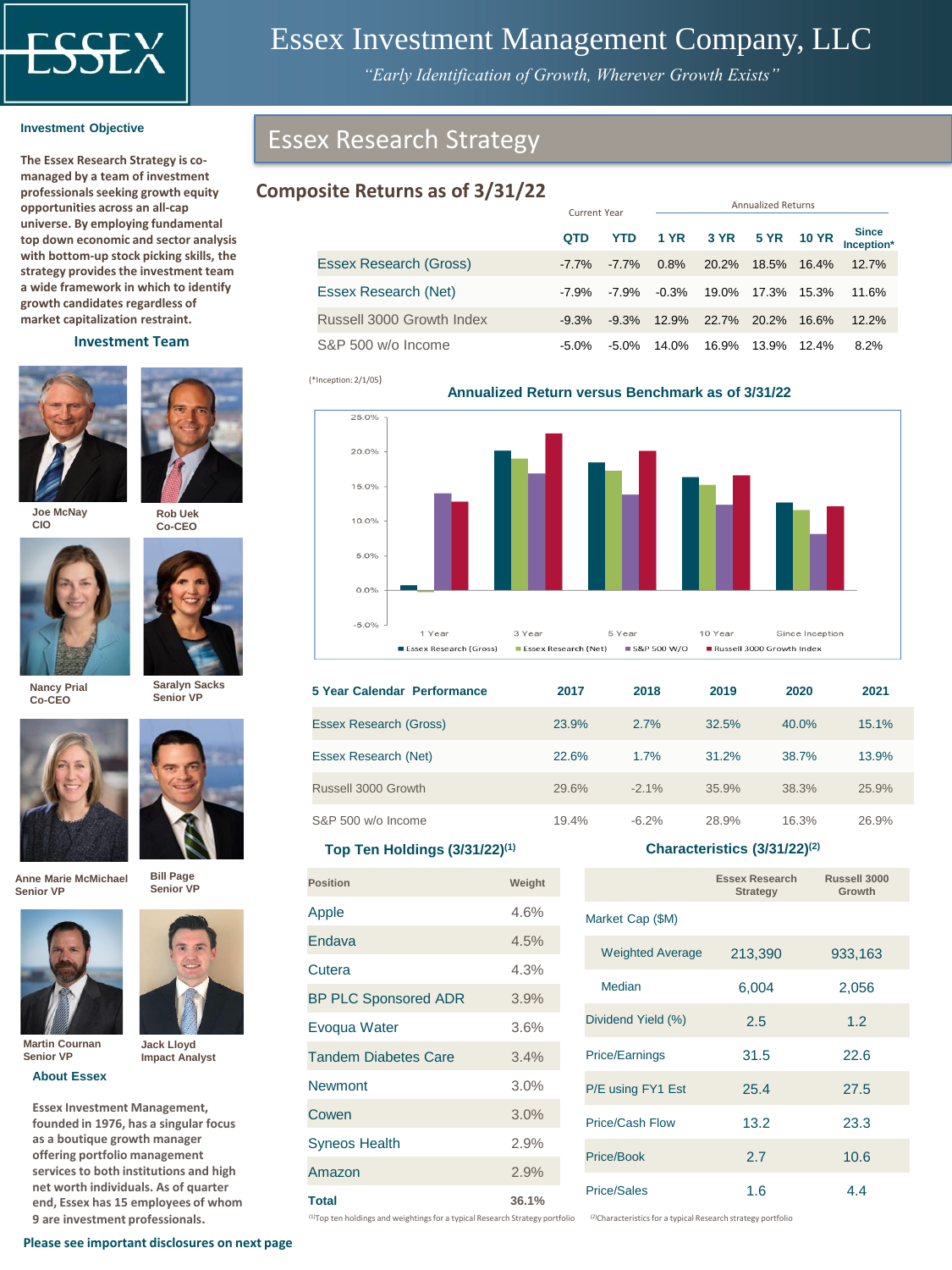# Essex Investment Management Company, LLC

*"Early Identification of Growth, Wherever Growth Exists"*

**Investment Objective**

**The Essex Research Strategy is co-managed by a team of investment professionals seeking growth equity opportunities across an all-cap universe. By employing fundamental top down economic and sector analysis with bottom-up stock picking skills, the strategy provides the investment team a wide framework in which to identify growth candidates regardless of market capitalization restraint.**

**Investment Team**

Joe McNay
CIO

Rob Uek
Co-CEO

Nancy Prial
Co-CEO

Saralyn Sacks
Senior VP

Anne Marie McMichael
Senior VP

Bill Page
Senior VP

Martin Cournan
Senior VP

Jack Lloyd
Impact Analyst

**About Essex**

**Essex Investment Management, founded in 1976, has a singular focus as a boutique growth manager offering portfolio management services to both institutions and high net worth individuals. As of quarter end, Essex has 15 employees of whom 9 are investment professionals.**

**Please see important disclosures on next page**

## Essex Research Strategy

### Composite Returns as of 3/31/22

| | Current Year | | Annualized Returns | | | | |
|---|---|---|---|---|---|---|---|
| | QTD | YTD | 1 YR | 3 YR | 5 YR | 10 YR | Since Inception* |
| Essex Research (Gross) | -7.7% | -7.7% | 0.8% | 20.2% | 18.5% | 16.4% | 12.7% |
| Essex Research (Net) | -7.9% | -7.9% | -0.3% | 19.0% | 17.3% | 15.3% | 11.6% |
| Russell 3000 Growth Index | -9.3% | -9.3% | 12.9% | 22.7% | 20.2% | 16.6% | 12.2% |
| S&P 500 w/o Income | -5.0% | -5.0% | 14.0% | 16.9% | 13.9% | 12.4% | 8.2% |

(*Inception: 2/1/05)

**Annualized Return versus Benchmark as of 3/31/22**

| | 1 Year | 3 Year | 5 Year | 10 Year | Since Inception |
|---|---|---|---|---|---|
| Essex Research (Gross) | 0.8% | 20.2% | 18.5% | 16.4% | 12.7% |
| Essex Research (Net) | -0.3% | 19.0% | 17.3% | 15.3% | 11.6% |
| S&P 500 W/O | 14.0% | 16.9% | 13.9% | 12.4% | 8.2% |
| Russell 3000 Growth Index | 12.9% | 22.7% | 20.2% | 16.6% | 12.2% |

| 5 Year Calendar Performance | 2017 | 2018 | 2019 | 2020 | 2021 |
|---|---|---|---|---|---|
| Essex Research (Gross) | 23.9% | 2.7% | 32.5% | 40.0% | 15.1% |
| Essex Research (Net) | 22.6% | 1.7% | 31.2% | 38.7% | 13.9% |
| Russell 3000 Growth | 29.6% | -2.1% | 35.9% | 38.3% | 25.9% |
| S&P 500 w/o Income | 19.4% | -6.2% | 28.9% | 16.3% | 26.9% |

**Top Ten Holdings (3/31/22)[1]**

| Position | Weight |
|---|---|
| Apple | 4.6% |
| Endava | 4.5% |
| Cutera | 4.3% |
| BP PLC Sponsored ADR | 3.9% |
| Evoqua Water | 3.6% |
| Tandem Diabetes Care | 3.4% |
| Newmont | 3.0% |
| Cowen | 3.0% |
| Syneos Health | 2.9% |
| Amazon | 2.9% |
| **Total** | **36.1%** |

[1]Top ten holdings and weightings for a typical Research Strategy portfolio

**Characteristics (3/31/22)[2]**

| | Essex Research Strategy | Russell 3000 Growth |
|---|---|---|
| Market Cap ($M) | | |
| Weighted Average | 213,390 | 933,163 |
| Median | 6,004 | 2,056 |
| Dividend Yield (%) | 2.5 | 1.2 |
| Price/Earnings | 31.5 | 22.6 |
| P/E using FY1 Est | 25.4 | 27.5 |
| Price/Cash Flow | 13.2 | 23.3 |
| Price/Book | 2.7 | 10.6 |
| Price/Sales | 1.6 | 4.4 |

[2]Characteristics for a typical Research strategy portfolio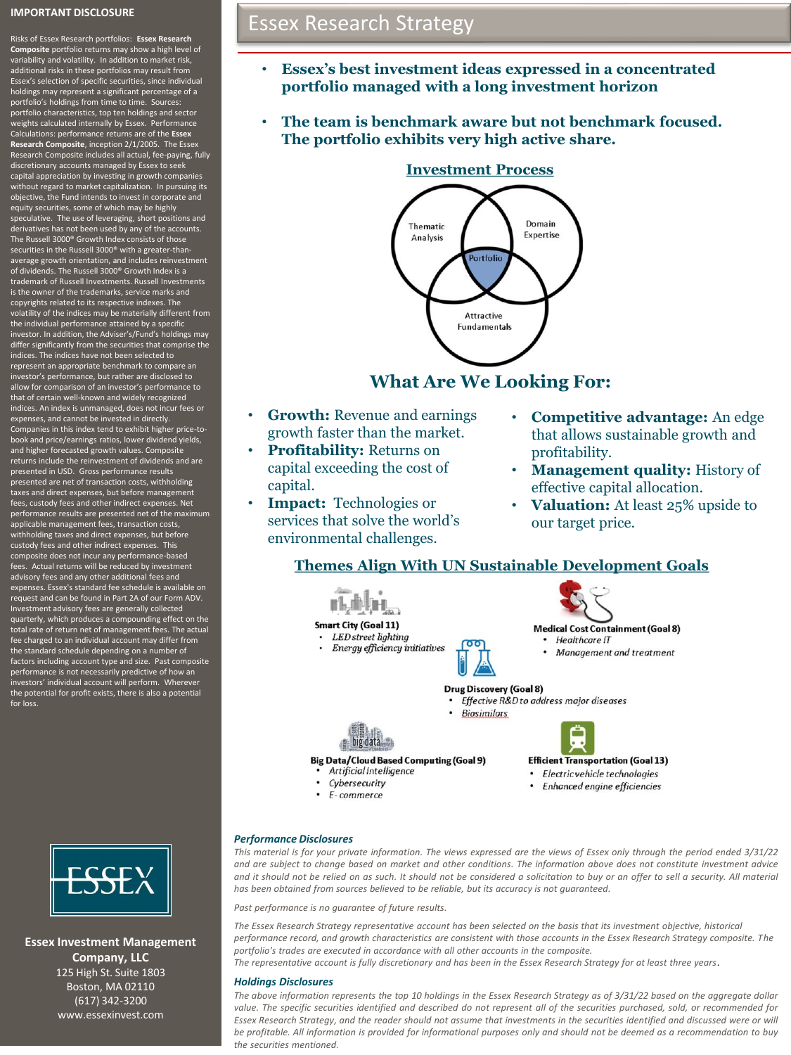## IMPORTANT DISCLOSURE

Risks of Essex Research portfolios: **Essex Research Composite** portfolio returns may show a high level of variability and volatility. In addition to market risk, additional risks in these portfolios may result from Essex's selection of specific securities, since individual holdings may represent a significant percentage of a portfolio's holdings from time to time. Sources: portfolio characteristics, top ten holdings and sector weights calculated internally by Essex. Performance Calculations: performance returns are of the **Essex Research Composite**, inception 2/1/2005. The Essex Research Composite includes all actual, fee-paying, fully discretionary accounts managed by Essex to seek capital appreciation by investing in growth companies without regard to market capitalization. In pursuing its objective, the Fund intends to invest in corporate and equity securities, some of which may be highly speculative. The use of leveraging, short positions and derivatives has not been used by any of the accounts. The Russell 3000® Growth Index consists of those securities in the Russell 3000® with a greater-than-average growth orientation, and includes reinvestment of dividends. The Russell 3000® Growth Index is a trademark of Russell Investments. Russell Investments is the owner of the trademarks, service marks and copyrights related to its respective indexes. The volatility of the indices may be materially different from the individual performance attained by a specific investor. In addition, the Adviser's/Fund's holdings may differ significantly from the securities that comprise the indices. The indices have not been selected to represent an appropriate benchmark to compare an investor's performance, but rather are disclosed to allow for comparison of an investor's performance to that of certain well-known and widely recognized indices. An index is unmanaged, does not incur fees or expenses, and cannot be invested in directly. Companies in this index tend to exhibit higher price-to-book and price/earnings ratios, lower dividend yields, and higher forecasted growth values. Composite returns include the reinvestment of dividends and are presented in USD. Gross performance results presented are net of transaction costs, withholding taxes and direct expenses, but before management fees, custody fees and other indirect expenses. Net performance results are presented net of the maximum applicable management fees, transaction costs, withholding taxes and direct expenses, but before custody fees and other indirect expenses. This composite does not incur any performance-based fees. Actual returns will be reduced by investment advisory fees and any other additional fees and expenses. Essex's standard fee schedule is available on request and can be found in Part 2A of our Form ADV. Investment advisory fees are generally collected quarterly, which produces a compounding effect on the total rate of return net of management fees. The actual fee charged to an individual account may differ from the standard schedule depending on a number of factors including account type and size. Past composite performance is not necessarily predictive of how an investors' individual account will perform. Wherever the potential for profit exists, there is also a potential for loss.

ESSEX

**Essex Investment Management Company, LLC**
125 High St. Suite 1803
Boston, MA 02110
(617) 342-3200
www.essexinvest.com

# Essex Research Strategy

- **Essex's best investment ideas expressed in a concentrated portfolio managed with a long investment horizon**
- **The team is benchmark aware but not benchmark focused. The portfolio exhibits very high active share.**

## Investment Process

Thematic Analysis
Domain Expertise
Portfolio
Attractive Fundamentals

## What Are We Looking For:

- **Growth:** Revenue and earnings growth faster than the market.
- **Profitability:** Returns on capital exceeding the cost of capital.
- **Impact:** Technologies or services that solve the world's environmental challenges.
- **Competitive advantage:** An edge that allows sustainable growth and profitability.
- **Management quality:** History of effective capital allocation.
- **Valuation:** At least 25% upside to our target price.

## Themes Align With UN Sustainable Development Goals

**Smart City (Goal 11)**
- *LED street lighting*
- *Energy efficiency initiatives*

**Medical Cost Containment (Goal 8)**
- *Healthcare IT*
- *Management and treatment*

**Drug Discovery (Goal 8)**
- *Effective R&D to address major diseases*
- *Biosimilars*

**Big Data/Cloud Based Computing (Goal 9)**
- *Artificial Intelligence*
- *Cybersecurity*
- *E-commerce*

**Efficient Transportation (Goal 13)**
- *Electric vehicle technologies*
- *Enhanced engine efficiencies*

### *Performance Disclosures*

*This material is for your private information. The views expressed are the views of Essex only through the period ended 3/31/22 and are subject to change based on market and other conditions. The information above does not constitute investment advice and it should not be relied on as such. It should not be considered a solicitation to buy or an offer to sell a security. All material has been obtained from sources believed to be reliable, but its accuracy is not guaranteed.*

*Past performance is no guarantee of future results.*

*The Essex Research Strategy representative account has been selected on the basis that its investment objective, historical performance record, and growth characteristics are consistent with those accounts in the Essex Research Strategy composite. The portfolio's trades are executed in accordance with all other accounts in the composite.*
*The representative account is fully discretionary and has been in the Essex Research Strategy for at least three years.*

### *Holdings Disclosures*

*The above information represents the top 10 holdings in the Essex Research Strategy as of 3/31/22 based on the aggregate dollar value. The specific securities identified and described do not represent all of the securities purchased, sold, or recommended for Essex Research Strategy, and the reader should not assume that investments in the securities identified and discussed were or will be profitable. All information is provided for informational purposes only and should not be deemed as a recommendation to buy the securities mentioned.*